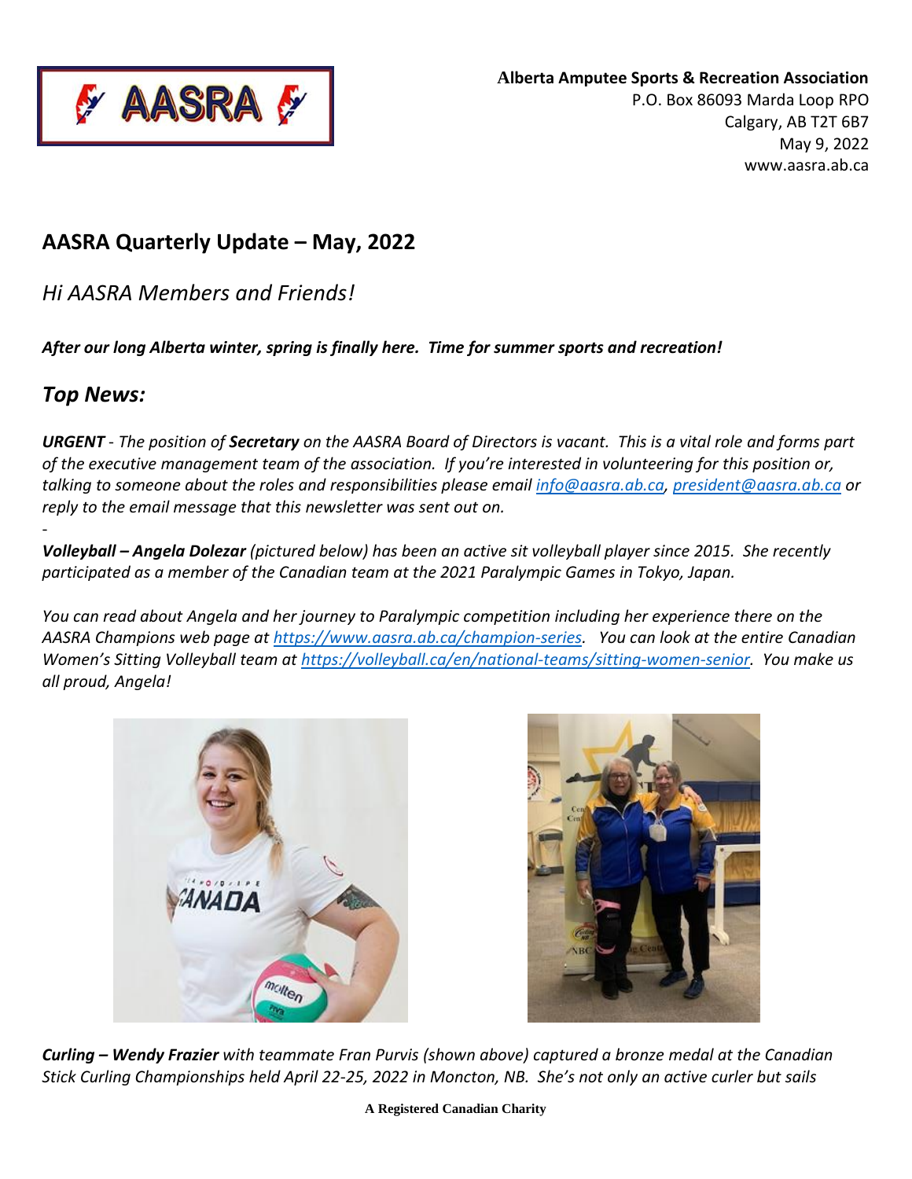**Alberta Amputee Sports & Recreation Association**
P.O. Box 86093 Marda Loop RPO
Calgary, AB T2T 6B7
May 9, 2022
www.aasra.ab.ca

## AASRA Quarterly Update – May, 2022

*Hi AASRA Members and Friends!*

***After our long Alberta winter, spring is finally here. Time for summer sports and recreation!***

## *Top News:*

***URGENT*** *- The position of **Secretary** on the AASRA Board of Directors is vacant. This is a vital role and forms part of the executive management team of the association. If you're interested in volunteering for this position or, talking to someone about the roles and responsibilities please email [info@aasra.ab.ca](mailto:info@aasra.ab.ca), [president@aasra.ab.ca](mailto:president@aasra.ab.ca) or reply to the email message that this newsletter was sent out on.*

-

***Volleyball – Angela Dolezar*** *(pictured below) has been an active sit volleyball player since 2015. She recently participated as a member of the Canadian team at the 2021 Paralympic Games in Tokyo, Japan.*

*You can read about Angela and her journey to Paralympic competition including her experience there on the AASRA Champions web page at [https://www.aasra.ab.ca/champion-series](https://www.aasra.ab.ca/champion-series). You can look at the entire Canadian Women's Sitting Volleyball team at [https://volleyball.ca/en/national-teams/sitting-women-senior](https://volleyball.ca/en/national-teams/sitting-women-senior). You make us all proud, Angela!*

***Curling – Wendy Frazier*** *with teammate Fran Purvis (shown above) captured a bronze medal at the Canadian Stick Curling Championships held April 22-25, 2022 in Moncton, NB. She's not only an active curler but sails*

**A Registered Canadian Charity**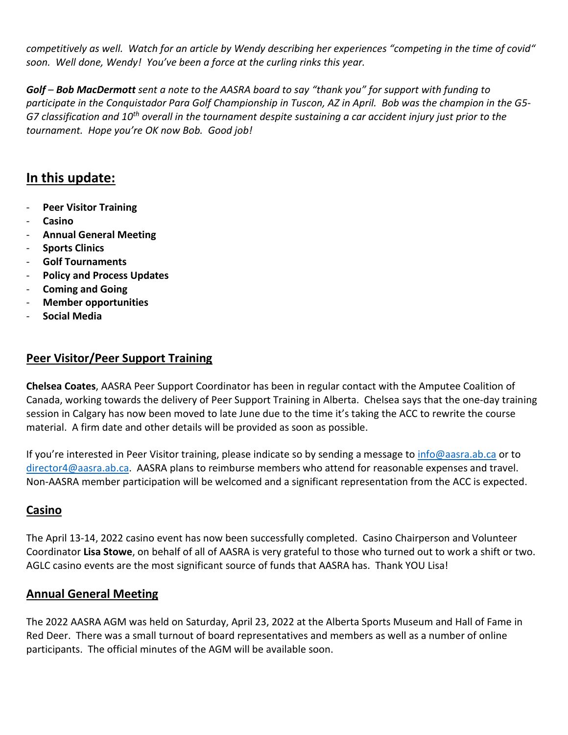*competitively as well. Watch for an article by Wendy describing her experiences "competing in the time of covid" soon. Well done, Wendy! You've been a force at the curling rinks this year.*

***Golf*** *–* ***Bob MacDermott*** *sent a note to the AASRA board to say "thank you" for support with funding to participate in the Conquistador Para Golf Championship in Tuscon, AZ in April. Bob was the champion in the G5-G7 classification and 10th overall in the tournament despite sustaining a car accident injury just prior to the tournament. Hope you're OK now Bob. Good job!*

## In this update:

- **Peer Visitor Training**
- **Casino**
- **Annual General Meeting**
- **Sports Clinics**
- **Golf Tournaments**
- **Policy and Process Updates**
- **Coming and Going**
- **Member opportunities**
- **Social Media**

### Peer Visitor/Peer Support Training

**Chelsea Coates**, AASRA Peer Support Coordinator has been in regular contact with the Amputee Coalition of Canada, working towards the delivery of Peer Support Training in Alberta. Chelsea says that the one-day training session in Calgary has now been moved to late June due to the time it's taking the ACC to rewrite the course material. A firm date and other details will be provided as soon as possible.

If you're interested in Peer Visitor training, please indicate so by sending a message to info@aasra.ab.ca or to director4@aasra.ab.ca. AASRA plans to reimburse members who attend for reasonable expenses and travel. Non-AASRA member participation will be welcomed and a significant representation from the ACC is expected.

### Casino

The April 13-14, 2022 casino event has now been successfully completed. Casino Chairperson and Volunteer Coordinator **Lisa Stowe**, on behalf of all of AASRA is very grateful to those who turned out to work a shift or two. AGLC casino events are the most significant source of funds that AASRA has. Thank YOU Lisa!

### Annual General Meeting

The 2022 AASRA AGM was held on Saturday, April 23, 2022 at the Alberta Sports Museum and Hall of Fame in Red Deer. There was a small turnout of board representatives and members as well as a number of online participants. The official minutes of the AGM will be available soon.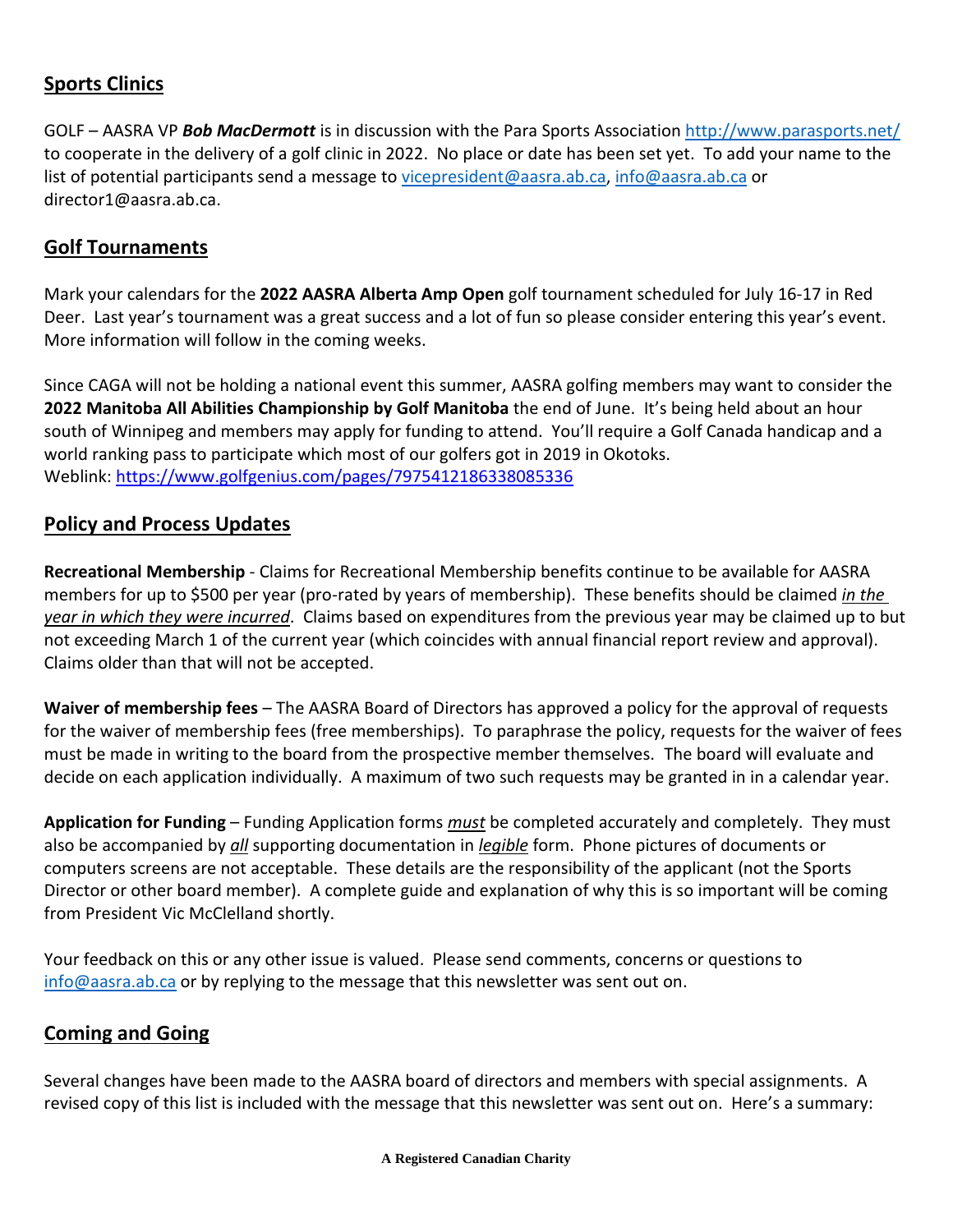## Sports Clinics

GOLF – AASRA VP ***Bob MacDermott*** is in discussion with the Para Sports Association http://www.parasports.net/ to cooperate in the delivery of a golf clinic in 2022. No place or date has been set yet. To add your name to the list of potential participants send a message to vicepresident@aasra.ab.ca, info@aasra.ab.ca or director1@aasra.ab.ca.

## Golf Tournaments

Mark your calendars for the **2022 AASRA Alberta Amp Open** golf tournament scheduled for July 16-17 in Red Deer. Last year's tournament was a great success and a lot of fun so please consider entering this year's event. More information will follow in the coming weeks.

Since CAGA will not be holding a national event this summer, AASRA golfing members may want to consider the **2022 Manitoba All Abilities Championship by Golf Manitoba** the end of June. It's being held about an hour south of Winnipeg and members may apply for funding to attend. You'll require a Golf Canada handicap and a world ranking pass to participate which most of our golfers got in 2019 in Okotoks.
Weblink: https://www.golfgenius.com/pages/7975412186338085336

## Policy and Process Updates

**Recreational Membership** - Claims for Recreational Membership benefits continue to be available for AASRA members for up to $500 per year (pro-rated by years of membership). These benefits should be claimed *in the year in which they were incurred*. Claims based on expenditures from the previous year may be claimed up to but not exceeding March 1 of the current year (which coincides with annual financial report review and approval). Claims older than that will not be accepted.

**Waiver of membership fees** – The AASRA Board of Directors has approved a policy for the approval of requests for the waiver of membership fees (free memberships). To paraphrase the policy, requests for the waiver of fees must be made in writing to the board from the prospective member themselves. The board will evaluate and decide on each application individually. A maximum of two such requests may be granted in in a calendar year.

**Application for Funding** – Funding Application forms ***must*** be completed accurately and completely. They must also be accompanied by ***all*** supporting documentation in ***legible*** form. Phone pictures of documents or computers screens are not acceptable. These details are the responsibility of the applicant (not the Sports Director or other board member). A complete guide and explanation of why this is so important will be coming from President Vic McClelland shortly.

Your feedback on this or any other issue is valued. Please send comments, concerns or questions to info@aasra.ab.ca or by replying to the message that this newsletter was sent out on.

## Coming and Going

Several changes have been made to the AASRA board of directors and members with special assignments. A revised copy of this list is included with the message that this newsletter was sent out on. Here's a summary: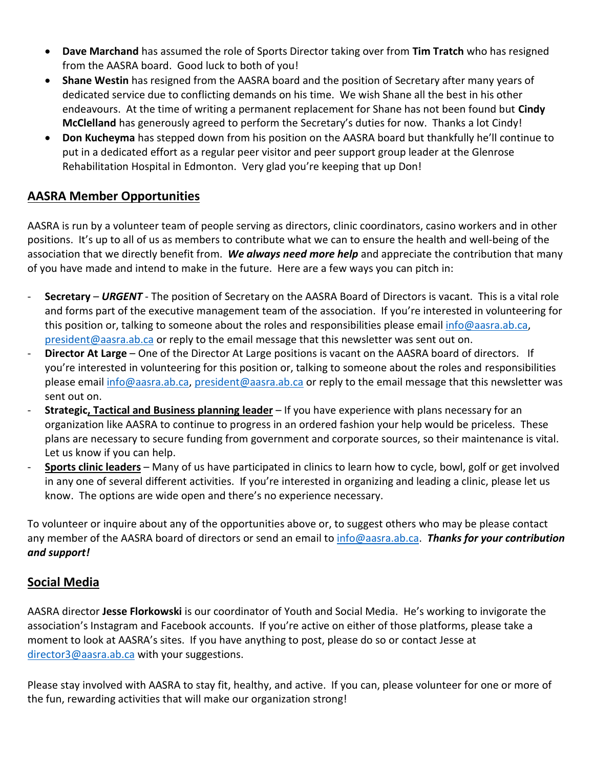- **Dave Marchand** has assumed the role of Sports Director taking over from **Tim Tratch** who has resigned from the AASRA board. Good luck to both of you!
- **Shane Westin** has resigned from the AASRA board and the position of Secretary after many years of dedicated service due to conflicting demands on his time. We wish Shane all the best in his other endeavours. At the time of writing a permanent replacement for Shane has not been found but **Cindy McClelland** has generously agreed to perform the Secretary's duties for now. Thanks a lot Cindy!
- **Don Kucheyma** has stepped down from his position on the AASRA board but thankfully he'll continue to put in a dedicated effort as a regular peer visitor and peer support group leader at the Glenrose Rehabilitation Hospital in Edmonton. Very glad you're keeping that up Don!

## AASRA Member Opportunities

AASRA is run by a volunteer team of people serving as directors, clinic coordinators, casino workers and in other positions. It's up to all of us as members to contribute what we can to ensure the health and well-being of the association that we directly benefit from. ***We always need more help*** and appreciate the contribution that many of you have made and intend to make in the future. Here are a few ways you can pitch in:

- **Secretary** – ***URGENT*** - The position of Secretary on the AASRA Board of Directors is vacant. This is a vital role and forms part of the executive management team of the association. If you're interested in volunteering for this position or, talking to someone about the roles and responsibilities please email info@aasra.ab.ca, president@aasra.ab.ca or reply to the email message that this newsletter was sent out on.
- **Director At Large** – One of the Director At Large positions is vacant on the AASRA board of directors. If you're interested in volunteering for this position or, talking to someone about the roles and responsibilities please email info@aasra.ab.ca, president@aasra.ab.ca or reply to the email message that this newsletter was sent out on.
- **Strategic, Tactical and Business planning leader** – If you have experience with plans necessary for an organization like AASRA to continue to progress in an ordered fashion your help would be priceless. These plans are necessary to secure funding from government and corporate sources, so their maintenance is vital. Let us know if you can help.
- **Sports clinic leaders** – Many of us have participated in clinics to learn how to cycle, bowl, golf or get involved in any one of several different activities. If you're interested in organizing and leading a clinic, please let us know. The options are wide open and there's no experience necessary.

To volunteer or inquire about any of the opportunities above or, to suggest others who may be please contact any member of the AASRA board of directors or send an email to info@aasra.ab.ca. ***Thanks for your contribution and support!***

## Social Media

AASRA director **Jesse Florkowski** is our coordinator of Youth and Social Media. He's working to invigorate the association's Instagram and Facebook accounts. If you're active on either of those platforms, please take a moment to look at AASRA's sites. If you have anything to post, please do so or contact Jesse at director3@aasra.ab.ca with your suggestions.

Please stay involved with AASRA to stay fit, healthy, and active. If you can, please volunteer for one or more of the fun, rewarding activities that will make our organization strong!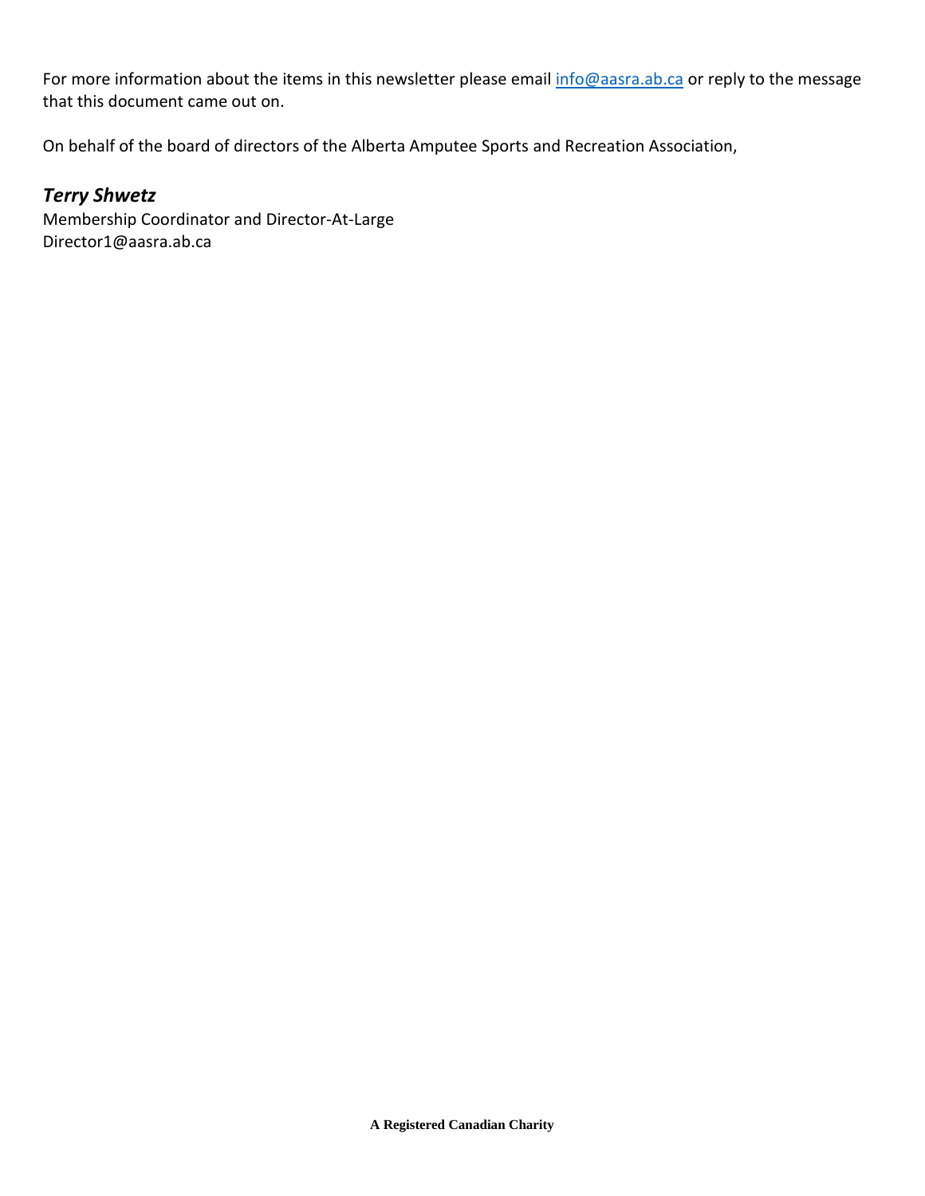For more information about the items in this newsletter please email info@aasra.ab.ca or reply to the message that this document came out on.

On behalf of the board of directors of the Alberta Amputee Sports and Recreation Association,

***Terry Shwetz***
Membership Coordinator and Director-At-Large
Director1@aasra.ab.ca

**A Registered Canadian Charity**